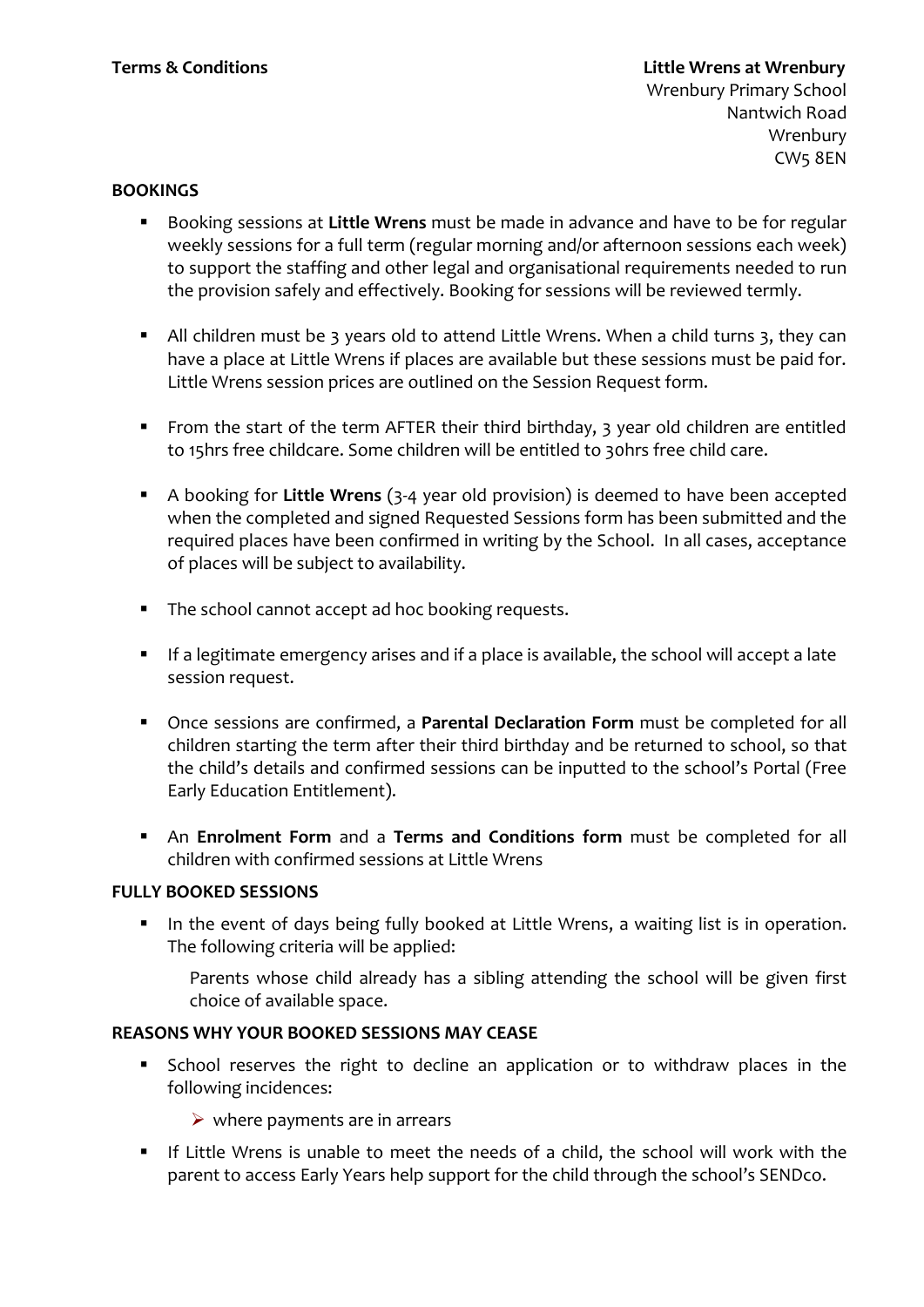**Terms & Conditions**

**Little Wrens at Wrenbury**
Wrenbury Primary School
Nantwich Road
Wrenbury
CW5 8EN

## BOOKINGS

- Booking sessions at **Little Wrens** must be made in advance and have to be for regular weekly sessions for a full term (regular morning and/or afternoon sessions each week) to support the staffing and other legal and organisational requirements needed to run the provision safely and effectively. Booking for sessions will be reviewed termly.

- All children must be 3 years old to attend Little Wrens. When a child turns 3, they can have a place at Little Wrens if places are available but these sessions must be paid for. Little Wrens session prices are outlined on the Session Request form.

- From the start of the term AFTER their third birthday, 3 year old children are entitled to 15hrs free childcare. Some children will be entitled to 30hrs free child care.

- A booking for **Little Wrens** (3-4 year old provision) is deemed to have been accepted when the completed and signed Requested Sessions form has been submitted and the required places have been confirmed in writing by the School. In all cases, acceptance of places will be subject to availability.

- The school cannot accept ad hoc booking requests.

- If a legitimate emergency arises and if a place is available, the school will accept a late session request.

- Once sessions are confirmed, a **Parental Declaration Form** must be completed for all children starting the term after their third birthday and be returned to school, so that the child's details and confirmed sessions can be inputted to the school's Portal (Free Early Education Entitlement).

- An **Enrolment Form** and a **Terms and Conditions form** must be completed for all children with confirmed sessions at Little Wrens

## FULLY BOOKED SESSIONS

- In the event of days being fully booked at Little Wrens, a waiting list is in operation. The following criteria will be applied:

  Parents whose child already has a sibling attending the school will be given first choice of available space.

## REASONS WHY YOUR BOOKED SESSIONS MAY CEASE

- School reserves the right to decline an application or to withdraw places in the following incidences:
  - where payments are in arrears

- If Little Wrens is unable to meet the needs of a child, the school will work with the parent to access Early Years help support for the child through the school's SENDco.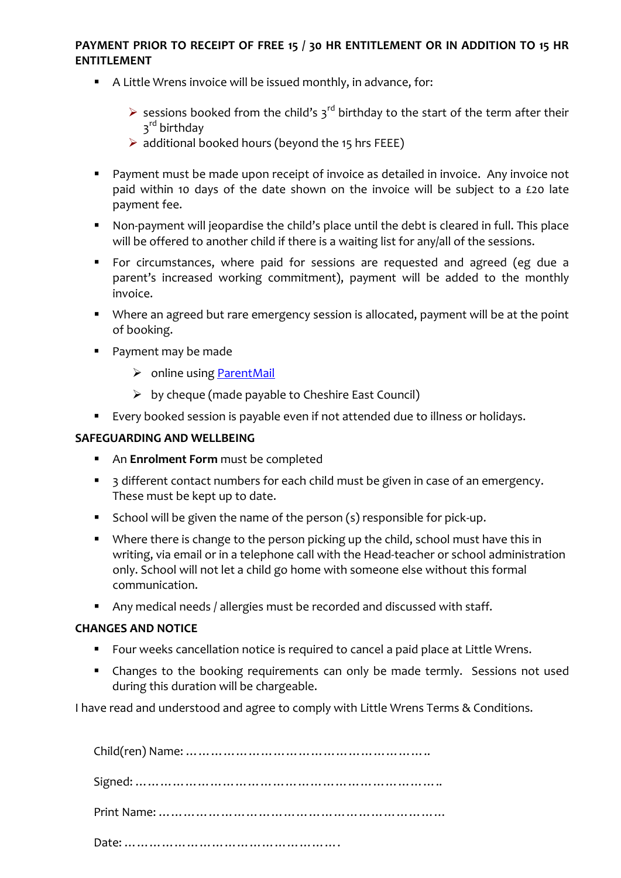**PAYMENT PRIOR TO RECEIPT OF FREE 15 / 30 HR ENTITLEMENT OR IN ADDITION TO 15 HR ENTITLEMENT**

- A Little Wrens invoice will be issued monthly, in advance, for:
  - sessions booked from the child's 3rd birthday to the start of the term after their 3rd birthday
  - additional booked hours (beyond the 15 hrs FEEE)
- Payment must be made upon receipt of invoice as detailed in invoice. Any invoice not paid within 10 days of the date shown on the invoice will be subject to a £20 late payment fee.
- Non-payment will jeopardise the child's place until the debt is cleared in full. This place will be offered to another child if there is a waiting list for any/all of the sessions.
- For circumstances, where paid for sessions are requested and agreed (eg due a parent's increased working commitment), payment will be added to the monthly invoice.
- Where an agreed but rare emergency session is allocated, payment will be at the point of booking.
- Payment may be made
  - online using ParentMail
  - by cheque (made payable to Cheshire East Council)
- Every booked session is payable even if not attended due to illness or holidays.

**SAFEGUARDING AND WELLBEING**

- An **Enrolment Form** must be completed
- 3 different contact numbers for each child must be given in case of an emergency. These must be kept up to date.
- School will be given the name of the person (s) responsible for pick-up.
- Where there is change to the person picking up the child, school must have this in writing, via email or in a telephone call with the Head-teacher or school administration only. School will not let a child go home with someone else without this formal communication.
- Any medical needs / allergies must be recorded and discussed with staff.

**CHANGES AND NOTICE**

- Four weeks cancellation notice is required to cancel a paid place at Little Wrens.
- Changes to the booking requirements can only be made termly. Sessions not used during this duration will be chargeable.

I have read and understood and agree to comply with Little Wrens Terms & Conditions.

Child(ren) Name: ……………………………………………………..

Signed: ………………………………………………………………..

Print Name: ……………………………………………………………

Date: …………………………………………….